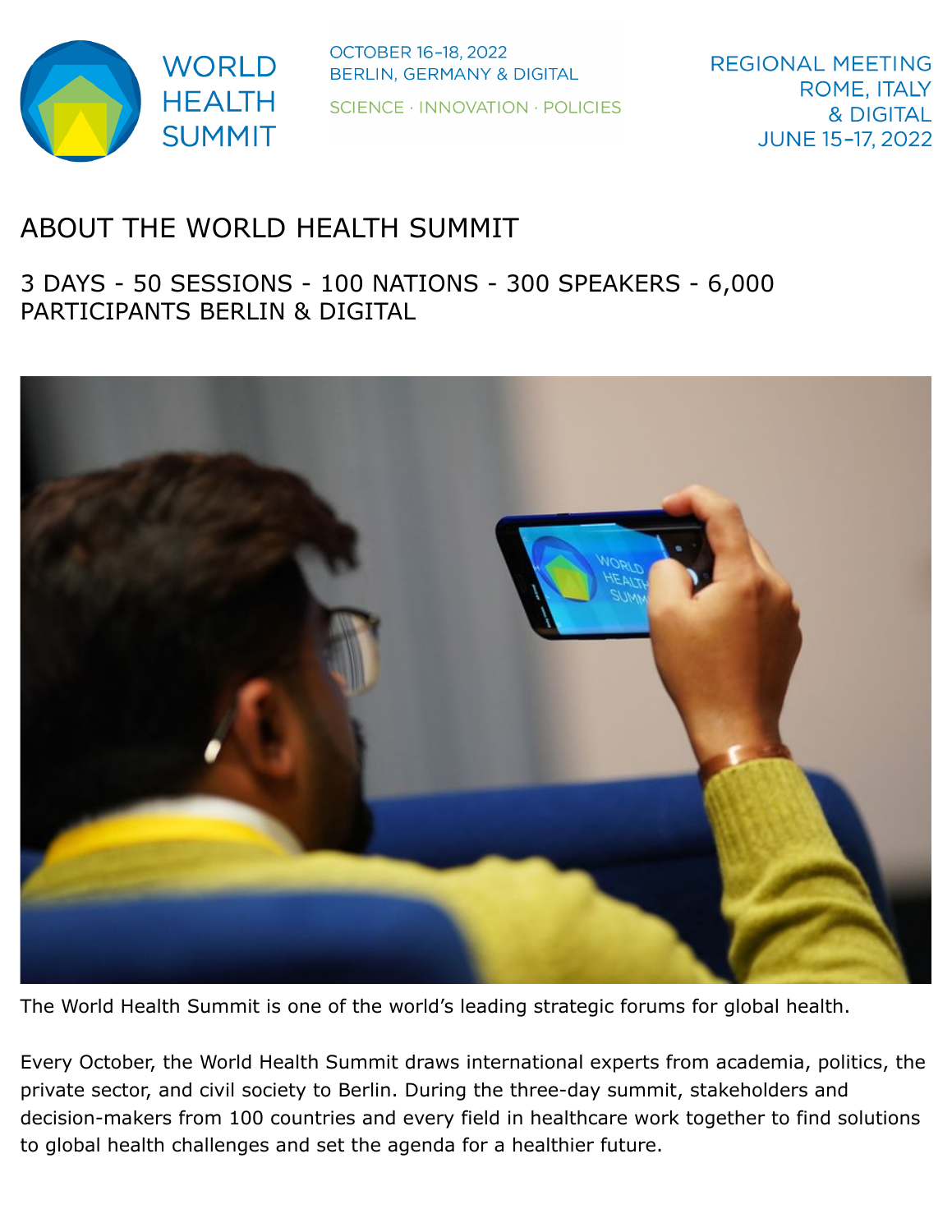WORLD HEALTH SUMMIT

OCTOBER 16–18, 2022
BERLIN, GERMANY & DIGITAL

SCIENCE · INNOVATION · POLICIES

REGIONAL MEETING
ROME, ITALY
& DIGITAL
JUNE 15–17, 2022

# ABOUT THE WORLD HEALTH SUMMIT

## 3 DAYS - 50 SESSIONS - 100 NATIONS - 300 SPEAKERS - 6,000 PARTICIPANTS BERLIN & DIGITAL

The World Health Summit is one of the world's leading strategic forums for global health.

Every October, the World Health Summit draws international experts from academia, politics, the private sector, and civil society to Berlin. During the three-day summit, stakeholders and decision-makers from 100 countries and every field in healthcare work together to find solutions to global health challenges and set the agenda for a healthier future.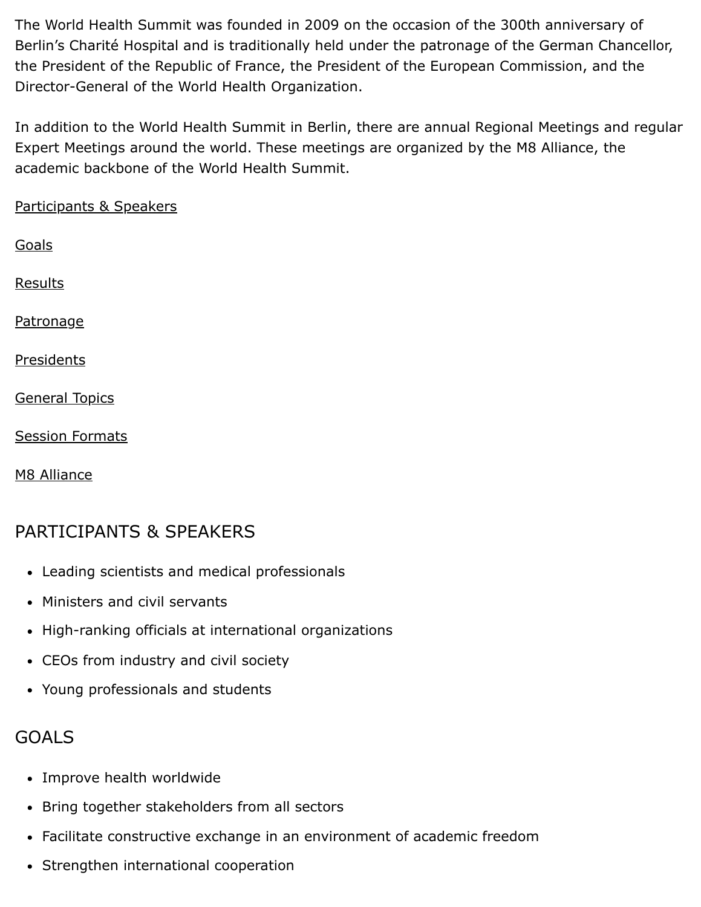The World Health Summit was founded in 2009 on the occasion of the 300th anniversary of Berlin's Charité Hospital and is traditionally held under the patronage of the German Chancellor, the President of the Republic of France, the President of the European Commission, and the Director-General of the World Health Organization.

In addition to the World Health Summit in Berlin, there are annual Regional Meetings and regular Expert Meetings around the world. These meetings are organized by the M8 Alliance, the academic backbone of the World Health Summit.

Participants & Speakers

Goals

Results

Patronage

Presidents

General Topics

Session Formats

M8 Alliance

## PARTICIPANTS & SPEAKERS

- Leading scientists and medical professionals
- Ministers and civil servants
- High-ranking officials at international organizations
- CEOs from industry and civil society
- Young professionals and students

## GOALS

- Improve health worldwide
- Bring together stakeholders from all sectors
- Facilitate constructive exchange in an environment of academic freedom
- Strengthen international cooperation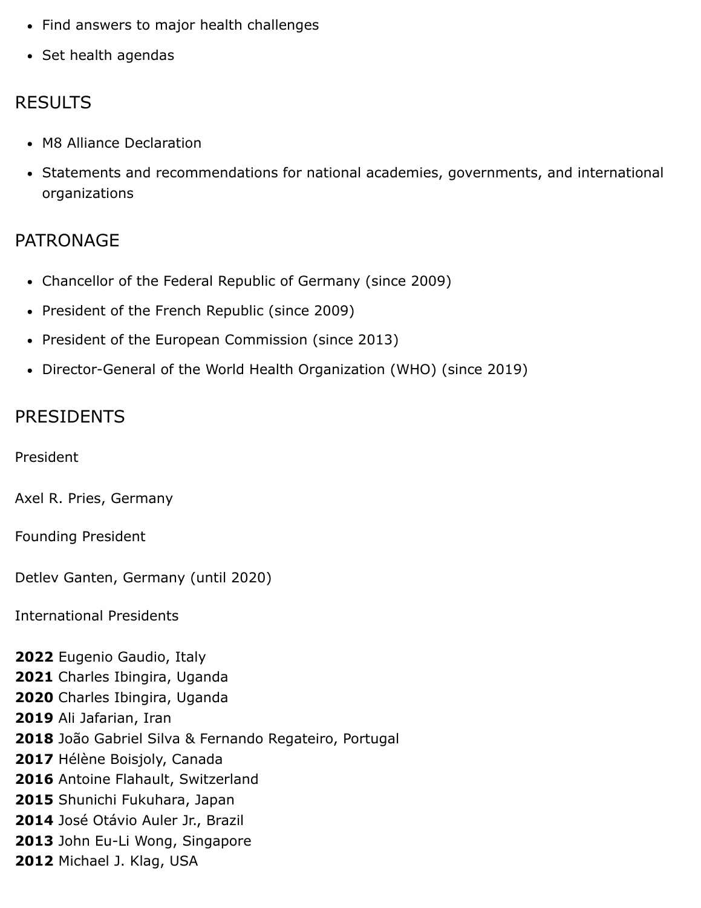- Find answers to major health challenges
- Set health agendas

## RESULTS

- M8 Alliance Declaration
- Statements and recommendations for national academies, governments, and international organizations

## PATRONAGE

- Chancellor of the Federal Republic of Germany (since 2009)
- President of the French Republic (since 2009)
- President of the European Commission (since 2013)
- Director-General of the World Health Organization (WHO) (since 2019)

## PRESIDENTS

President

Axel R. Pries, Germany

Founding President

Detlev Ganten, Germany (until 2020)

International Presidents

**2022** Eugenio Gaudio, Italy
**2021** Charles Ibingira, Uganda
**2020** Charles Ibingira, Uganda
**2019** Ali Jafarian, Iran
**2018** João Gabriel Silva & Fernando Regateiro, Portugal
**2017** Hélène Boisjoly, Canada
**2016** Antoine Flahault, Switzerland
**2015** Shunichi Fukuhara, Japan
**2014** José Otávio Auler Jr., Brazil
**2013** John Eu-Li Wong, Singapore
**2012** Michael J. Klag, USA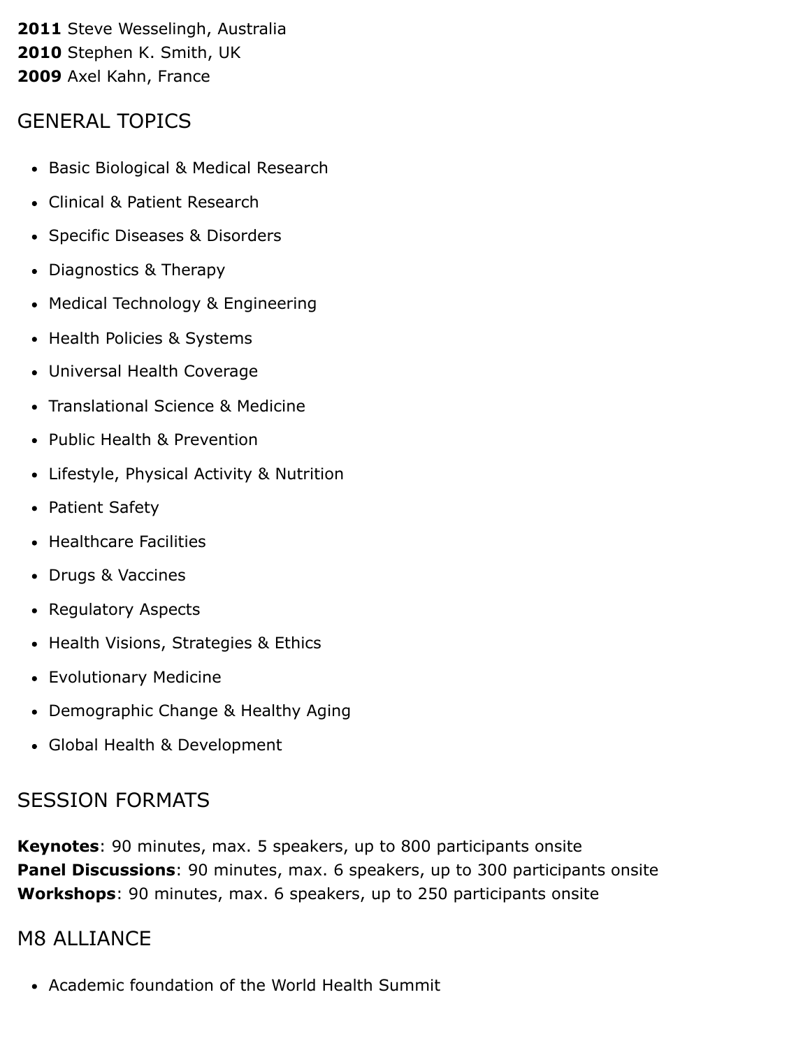**2011** Steve Wesselingh, Australia
**2010** Stephen K. Smith, UK
**2009** Axel Kahn, France

## GENERAL TOPICS

- Basic Biological & Medical Research
- Clinical & Patient Research
- Specific Diseases & Disorders
- Diagnostics & Therapy
- Medical Technology & Engineering
- Health Policies & Systems
- Universal Health Coverage
- Translational Science & Medicine
- Public Health & Prevention
- Lifestyle, Physical Activity & Nutrition
- Patient Safety
- Healthcare Facilities
- Drugs & Vaccines
- Regulatory Aspects
- Health Visions, Strategies & Ethics
- Evolutionary Medicine
- Demographic Change & Healthy Aging
- Global Health & Development

## SESSION FORMATS

**Keynotes**: 90 minutes, max. 5 speakers, up to 800 participants onsite
**Panel Discussions**: 90 minutes, max. 6 speakers, up to 300 participants onsite
**Workshops**: 90 minutes, max. 6 speakers, up to 250 participants onsite

## M8 ALLIANCE

- Academic foundation of the World Health Summit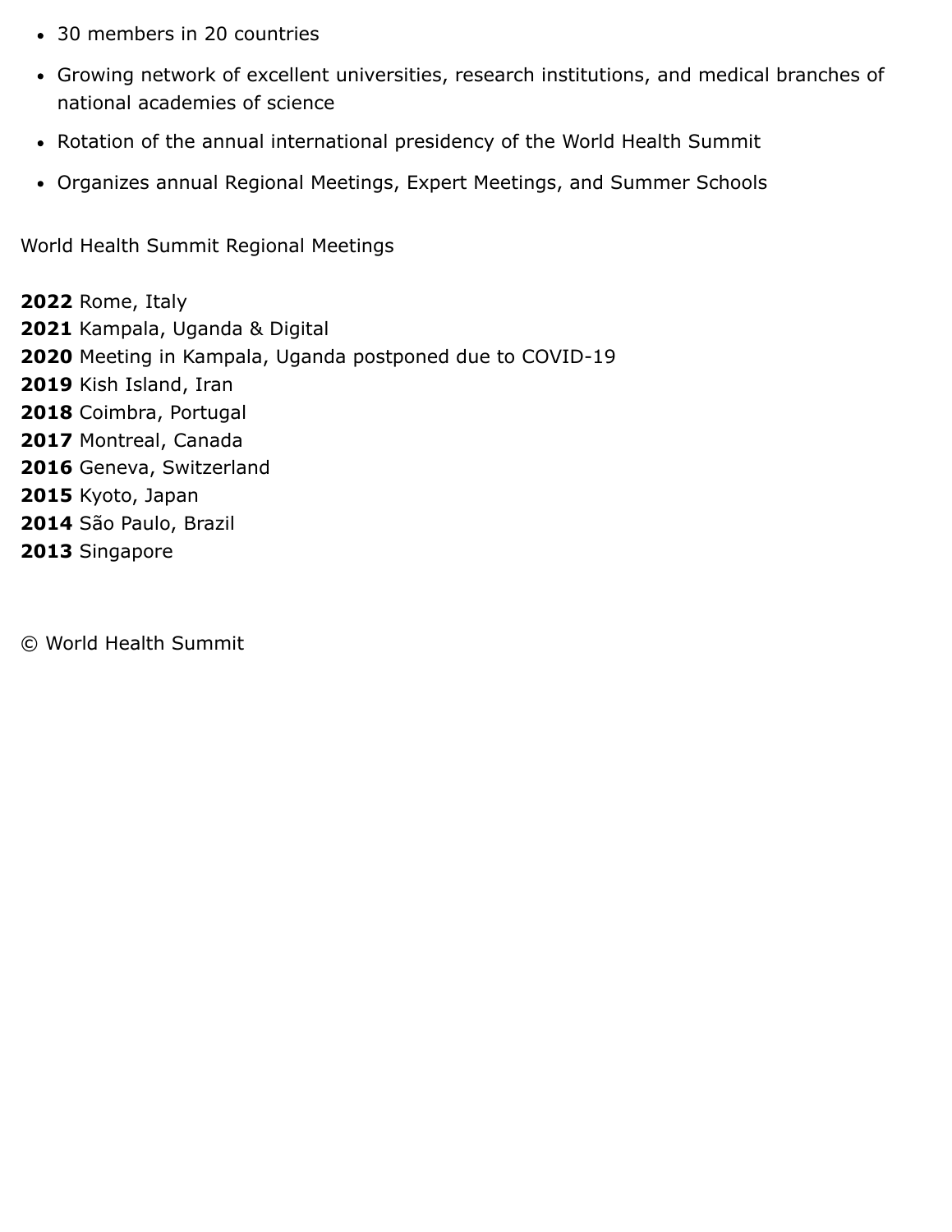- 30 members in 20 countries
- Growing network of excellent universities, research institutions, and medical branches of national academies of science
- Rotation of the annual international presidency of the World Health Summit
- Organizes annual Regional Meetings, Expert Meetings, and Summer Schools

World Health Summit Regional Meetings

**2022** Rome, Italy
**2021** Kampala, Uganda & Digital
**2020** Meeting in Kampala, Uganda postponed due to COVID-19
**2019** Kish Island, Iran
**2018** Coimbra, Portugal
**2017** Montreal, Canada
**2016** Geneva, Switzerland
**2015** Kyoto, Japan
**2014** São Paulo, Brazil
**2013** Singapore

© World Health Summit